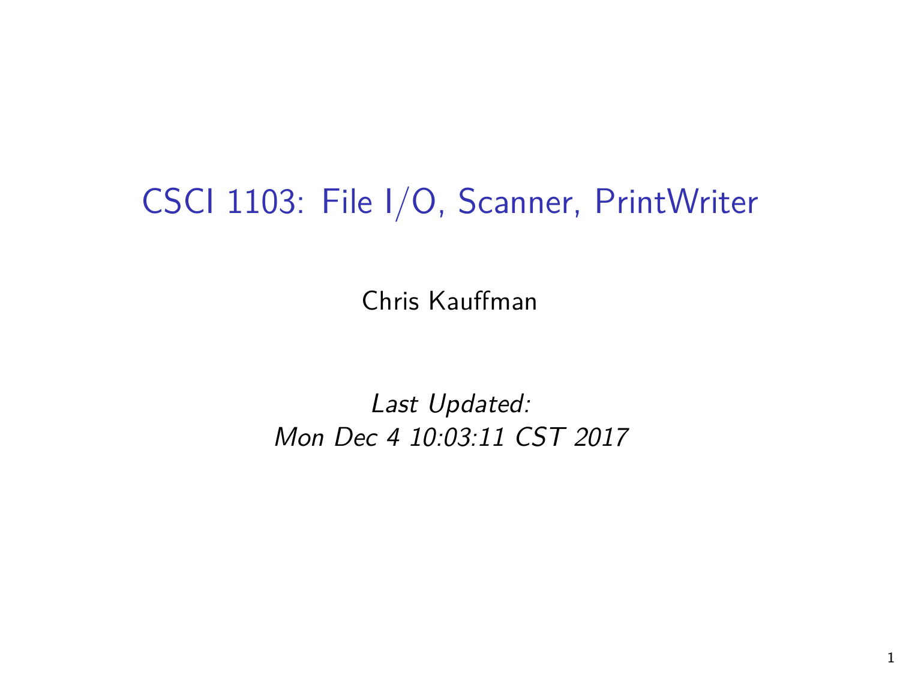# CSCI 1103: File I/O, Scanner, PrintWriter

Chris Kauffman

*Last Updated:*
*Mon Dec 4 10:03:11 CST 2017*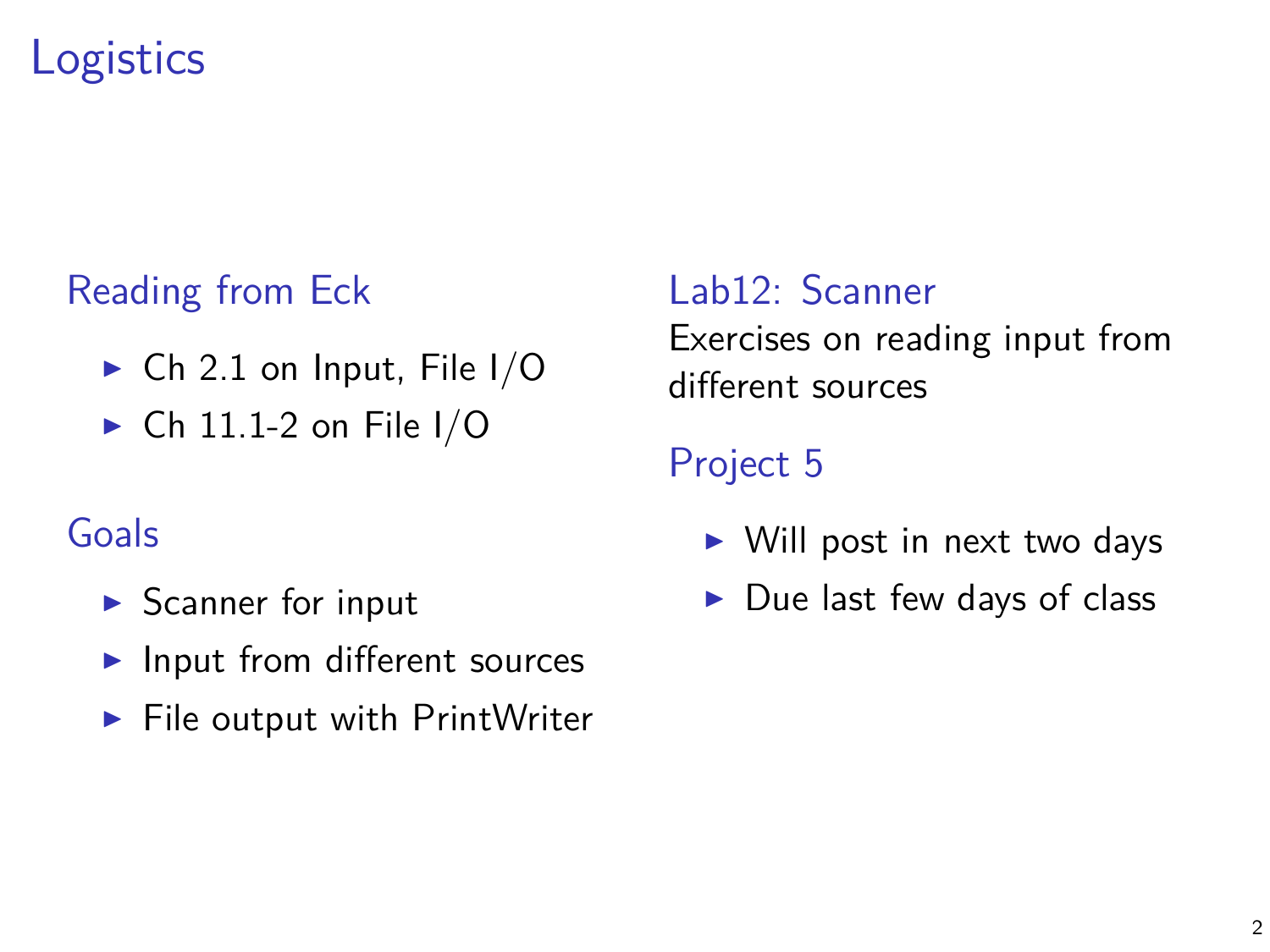# Logistics

## Reading from Eck

- Ch 2.1 on Input, File I/O
- Ch 11.1-2 on File I/O

## Goals

- Scanner for input
- Input from different sources
- File output with PrintWriter

## Lab12: Scanner

Exercises on reading input from different sources

## Project 5

- Will post in next two days
- Due last few days of class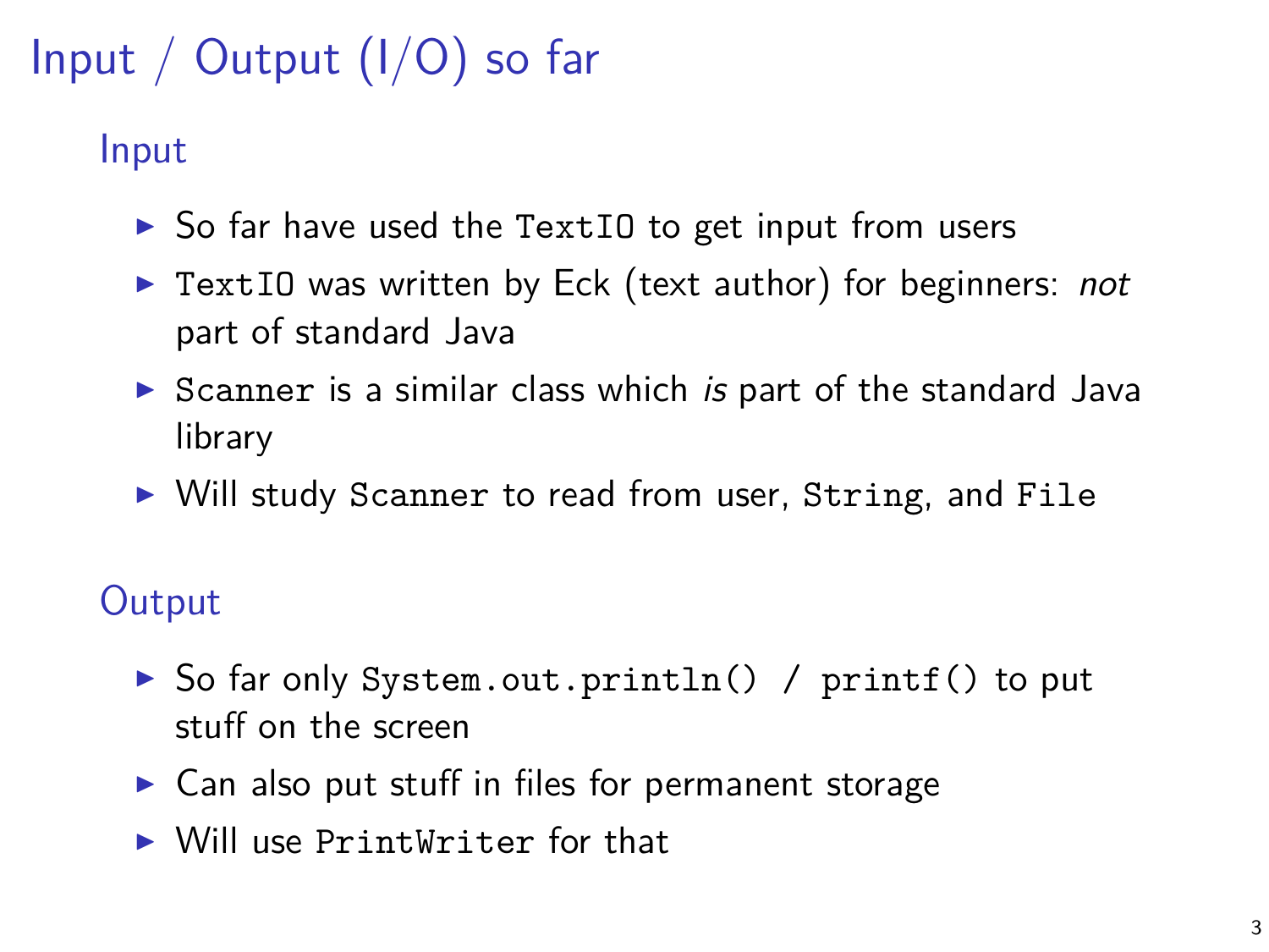# Input / Output (I/O) so far

## Input

- So far have used the `TextIO` to get input from users
- `TextIO` was written by Eck (text author) for beginners: *not* part of standard Java
- `Scanner` is a similar class which *is* part of the standard Java library
- Will study `Scanner` to read from user, `String`, and `File`

## Output

- So far only `System.out.println() / printf()` to put stuff on the screen
- Can also put stuff in files for permanent storage
- Will use `PrintWriter` for that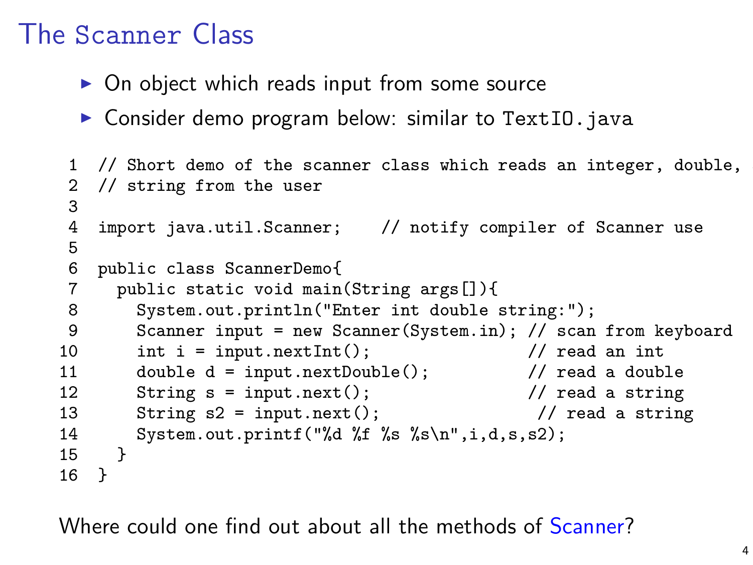# The Scanner Class

- On object which reads input from some source
- Consider demo program below: similar to `TextIO.java`

```
1  // Short demo of the scanner class which reads an integer, double,
2  // string from the user
3
4  import java.util.Scanner;    // notify compiler of Scanner use
5
6  public class ScannerDemo{
7    public static void main(String args[]){
8      System.out.println("Enter int double string:");
9      Scanner input = new Scanner(System.in); // scan from keyboard
10     int i = input.nextInt();                // read an int
11     double d = input.nextDouble();          // read a double
12     String s = input.next();                // read a string
13     String s2 = input.next();                // read a string
14     System.out.printf("%d %f %s %s\n",i,d,s,s2);
15   }
16 }
```

Where could one find out about all the methods of Scanner?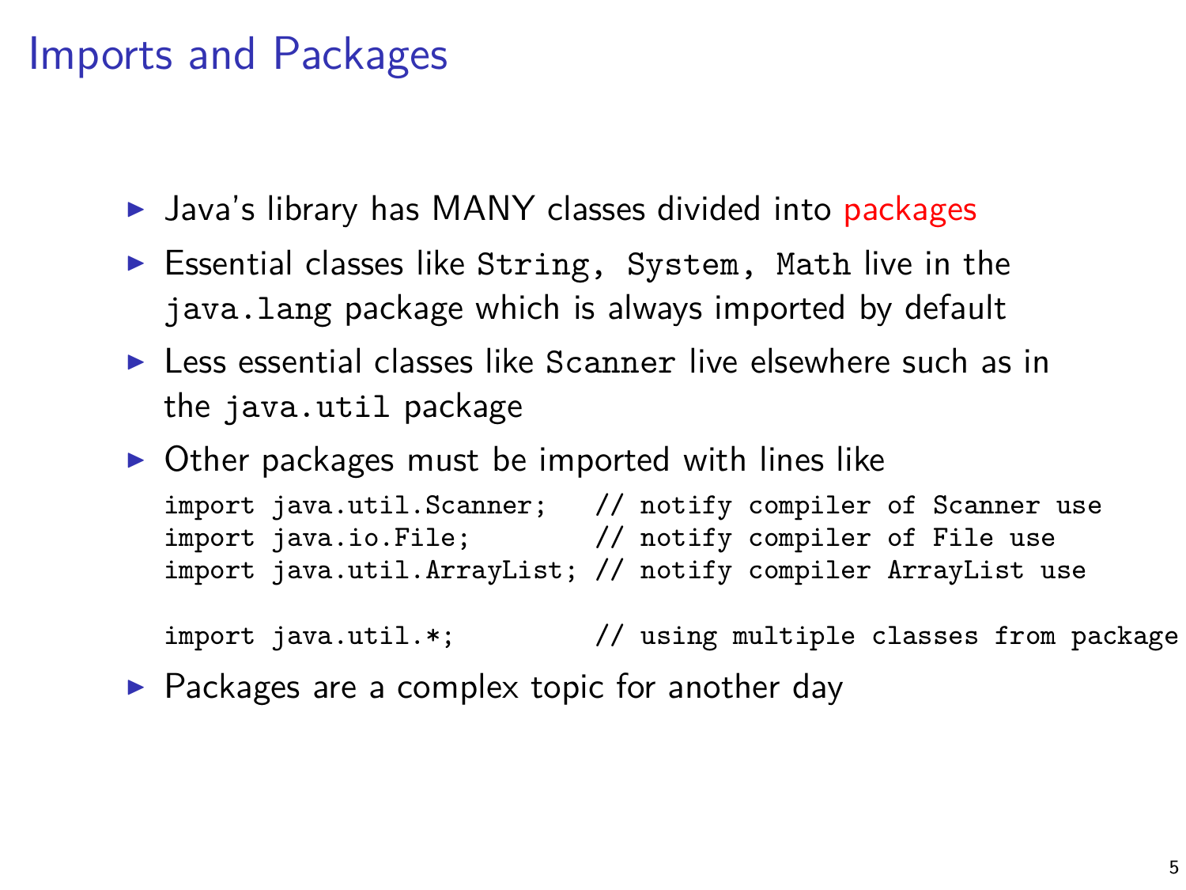# Imports and Packages

- Java's library has MANY classes divided into packages
- Essential classes like `String`, `System`, `Math` live in the `java.lang` package which is always imported by default
- Less essential classes like `Scanner` live elsewhere such as in the `java.util` package
- Other packages must be imported with lines like

```
import java.util.Scanner;   // notify compiler of Scanner use
import java.io.File;        // notify compiler of File use
import java.util.ArrayList; // notify compiler ArrayList use

import java.util.*;         // using multiple classes from package
```

- Packages are a complex topic for another day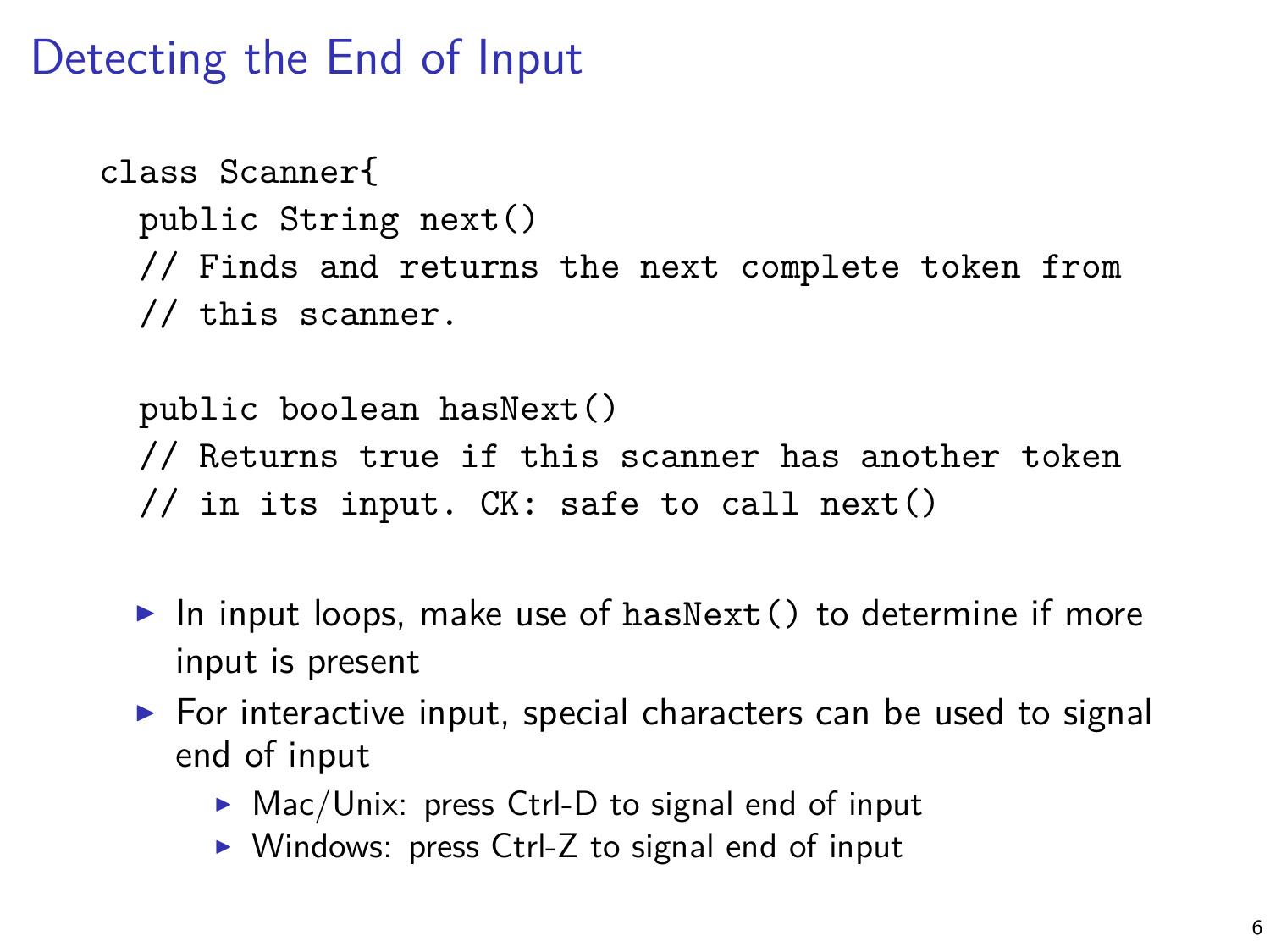# Detecting the End of Input

```
class Scanner{
  public String next()
  // Finds and returns the next complete token from
  // this scanner.

  public boolean hasNext()
  // Returns true if this scanner has another token
  // in its input. CK: safe to call next()
```

- In input loops, make use of `hasNext()` to determine if more input is present
- For interactive input, special characters can be used to signal end of input
  - Mac/Unix: press Ctrl-D to signal end of input
  - Windows: press Ctrl-Z to signal end of input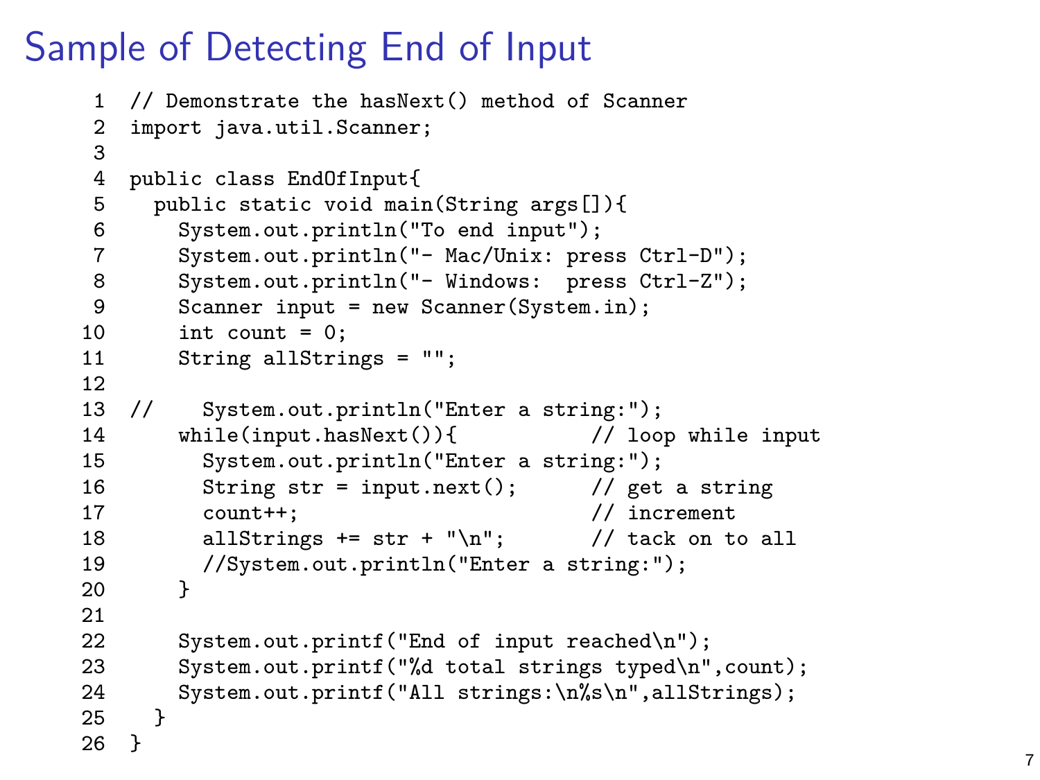# Sample of Detecting End of Input

```
1  // Demonstrate the hasNext() method of Scanner
2  import java.util.Scanner;
3
4  public class EndOfInput{
5    public static void main(String args[]){
6      System.out.println("To end input");
7      System.out.println("- Mac/Unix: press Ctrl-D");
8      System.out.println("- Windows:  press Ctrl-Z");
9      Scanner input = new Scanner(System.in);
10     int count = 0;
11     String allStrings = "";
12
13 //    System.out.println("Enter a string:");
14     while(input.hasNext()){            // loop while input
15       System.out.println("Enter a string:");
16       String str = input.next();      // get a string
17       count++;                        // increment
18       allStrings += str + "\n";       // tack on to all
19       //System.out.println("Enter a string:");
20     }
21
22     System.out.printf("End of input reached\n");
23     System.out.printf("%d total strings typed\n",count);
24     System.out.printf("All strings:\n%s\n",allStrings);
25   }
26 }
```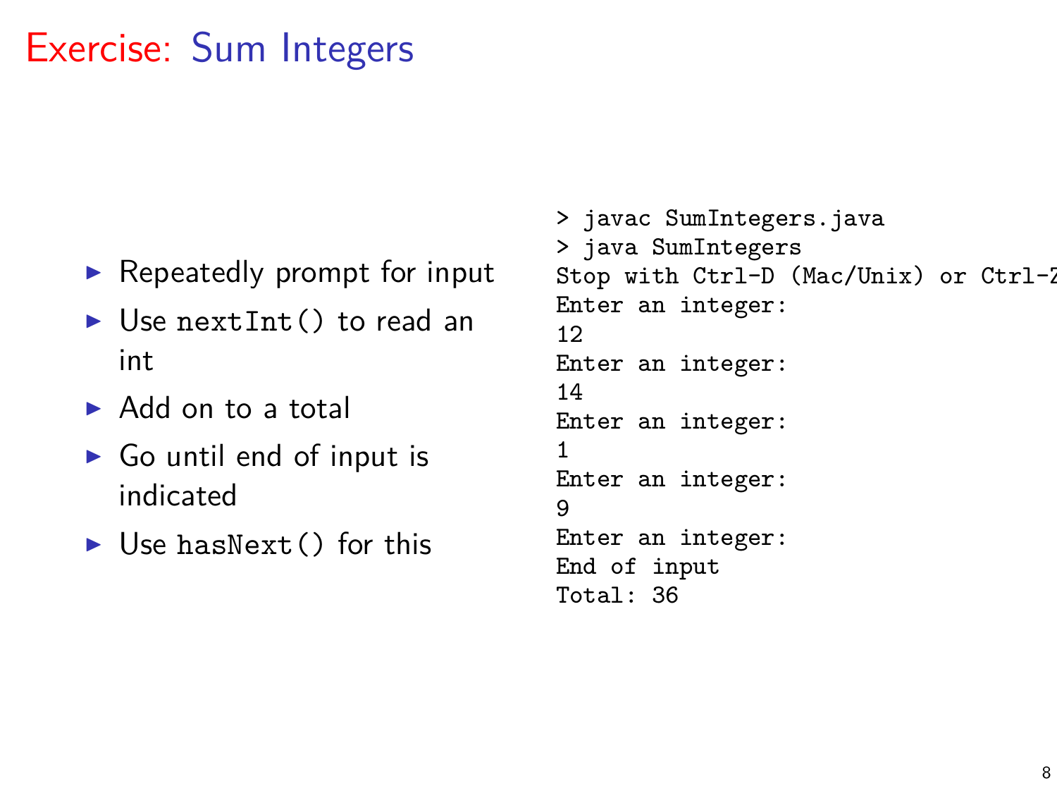# Exercise: Sum Integers

- Repeatedly prompt for input
- Use `nextInt()` to read an int
- Add on to a total
- Go until end of input is indicated
- Use `hasNext()` for this

```
> javac SumIntegers.java
> java SumIntegers
Stop with Ctrl-D (Mac/Unix) or Ctrl-Z
Enter an integer:
12
Enter an integer:
14
Enter an integer:
1
Enter an integer:
9
Enter an integer:
End of input
Total: 36
```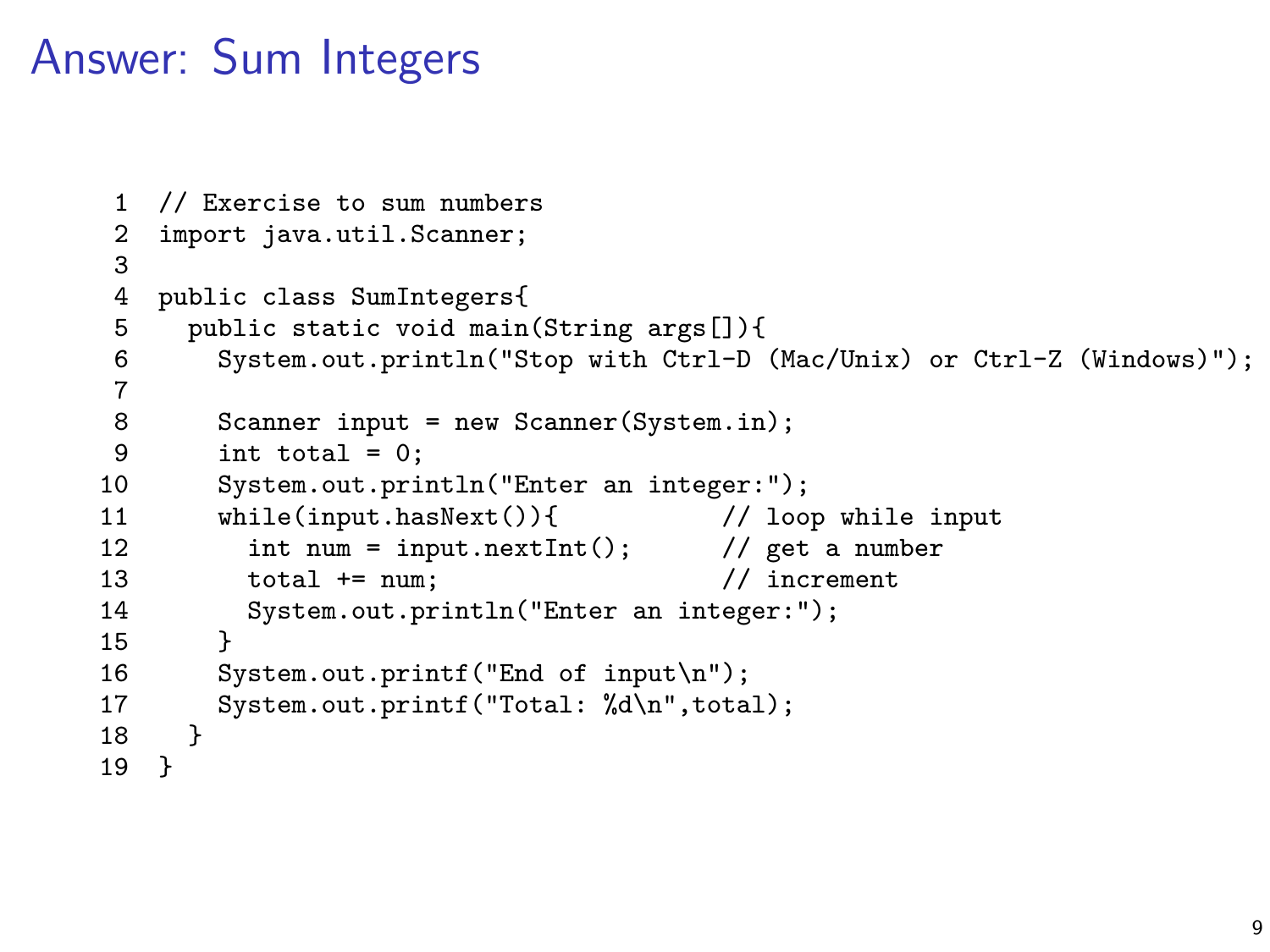# Answer: Sum Integers

```java
// Exercise to sum numbers
import java.util.Scanner;

public class SumIntegers{
  public static void main(String args[]){
    System.out.println("Stop with Ctrl-D (Mac/Unix) or Ctrl-Z (Windows)");

    Scanner input = new Scanner(System.in);
    int total = 0;
    System.out.println("Enter an integer:");
    while(input.hasNext()){           // loop while input
      int num = input.nextInt();      // get a number
      total += num;                   // increment
      System.out.println("Enter an integer:");
    }
    System.out.printf("End of input\n");
    System.out.printf("Total: %d\n",total);
  }
}
```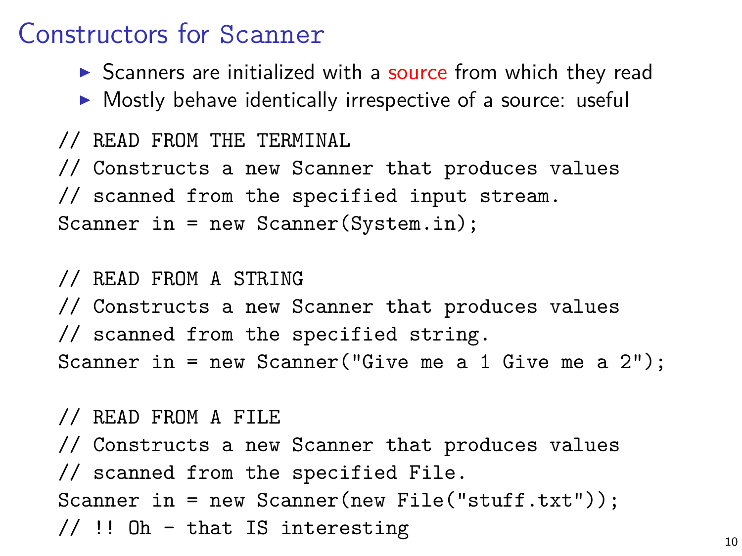# Constructors for Scanner

- Scanners are initialized with a source from which they read
- Mostly behave identically irrespective of a source: useful

```
// READ FROM THE TERMINAL
// Constructs a new Scanner that produces values
// scanned from the specified input stream.
Scanner in = new Scanner(System.in);

// READ FROM A STRING
// Constructs a new Scanner that produces values
// scanned from the specified string.
Scanner in = new Scanner("Give me a 1 Give me a 2");

// READ FROM A FILE
// Constructs a new Scanner that produces values
// scanned from the specified File.
Scanner in = new Scanner(new File("stuff.txt"));
// !! Oh - that IS interesting
```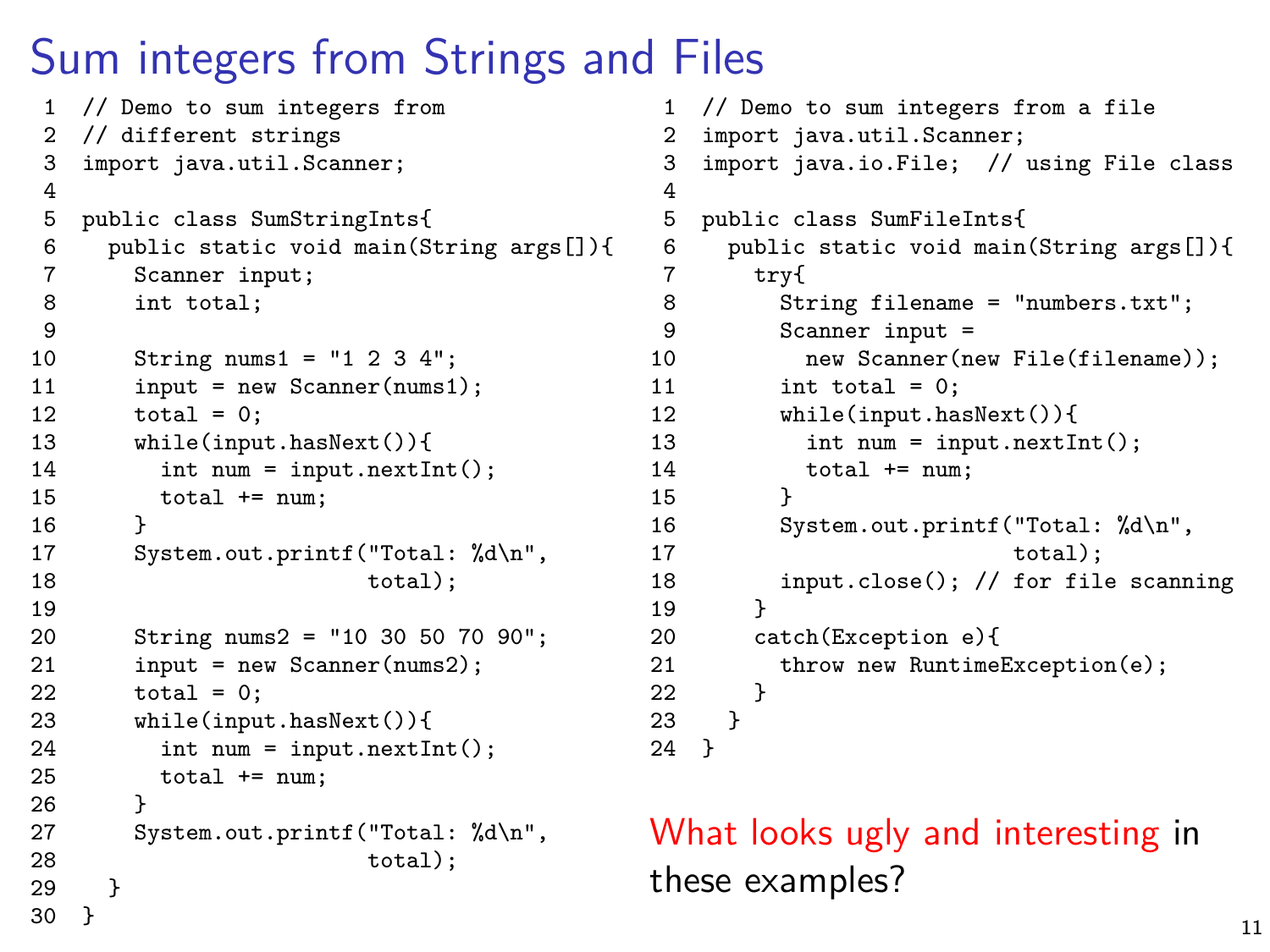# Sum integers from Strings and Files

```java
// Demo to sum integers from
// different strings
import java.util.Scanner;

public class SumStringInts{
  public static void main(String args[]){
    Scanner input;
    int total;

    String nums1 = "1 2 3 4";
    input = new Scanner(nums1);
    total = 0;
    while(input.hasNext()){
      int num = input.nextInt();
      total += num;
    }
    System.out.printf("Total: %d\n",
                      total);

    String nums2 = "10 30 50 70 90";
    input = new Scanner(nums2);
    total = 0;
    while(input.hasNext()){
      int num = input.nextInt();
      total += num;
    }
    System.out.printf("Total: %d\n",
                      total);
  }
}
```

```java
// Demo to sum integers from a file
import java.util.Scanner;
import java.io.File;  // using File class

public class SumFileInts{
  public static void main(String args[]){
    try{
      String filename = "numbers.txt";
      Scanner input =
        new Scanner(new File(filename));
      int total = 0;
      while(input.hasNext()){
        int num = input.nextInt();
        total += num;
      }
      System.out.printf("Total: %d\n",
                        total);
      input.close(); // for file scanning
    }
    catch(Exception e){
      throw new RuntimeException(e);
    }
  }
}
```

What looks ugly and interesting in these examples?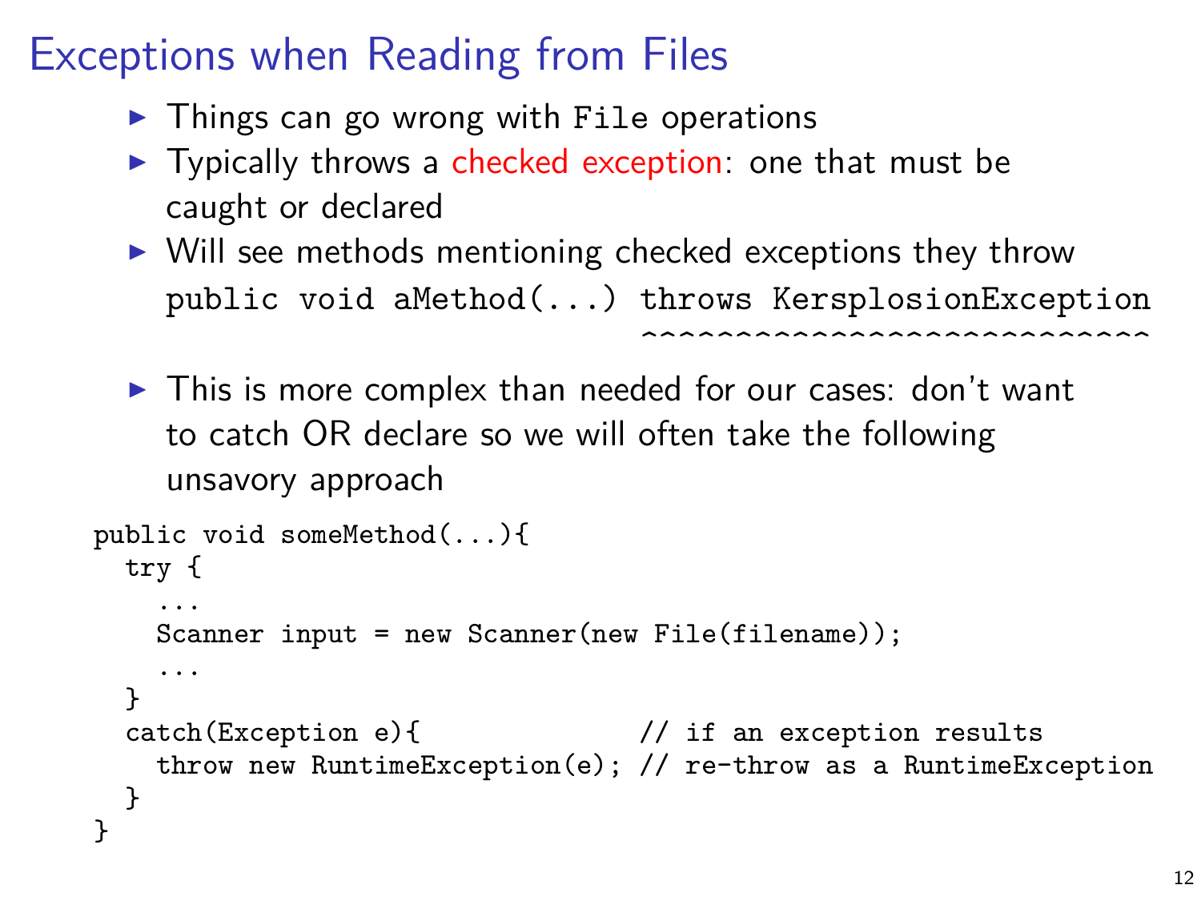# Exceptions when Reading from Files

- Things can go wrong with `File` operations
- Typically throws a **checked exception**: one that must be caught or declared
- Will see methods mentioning checked exceptions they throw

```
public void aMethod(...) throws KersplosionException
                         ^^^^^^^^^^^^^^^^^^^^^^^^^^^
```

- This is more complex than needed for our cases: don't want to catch OR declare so we will often take the following unsavory approach

```
public void someMethod(...){
  try {
    ...
    Scanner input = new Scanner(new File(filename));
    ...
  }
  catch(Exception e){               // if an exception results
    throw new RuntimeException(e); // re-throw as a RuntimeException
  }
}
```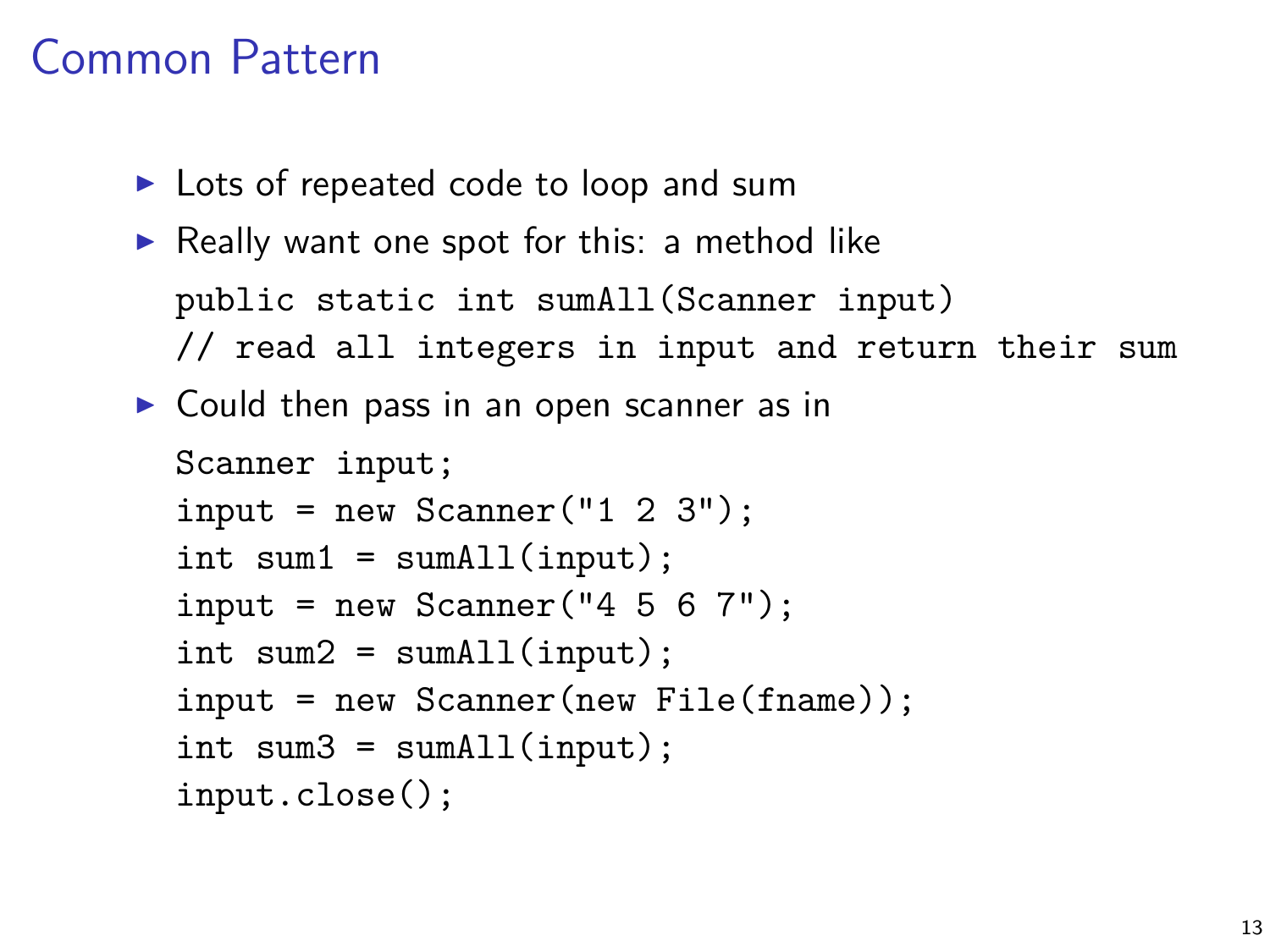# Common Pattern

- Lots of repeated code to loop and sum
- Really want one spot for this: a method like

  ```
  public static int sumAll(Scanner input)
  // read all integers in input and return their sum
  ```

- Could then pass in an open scanner as in

  ```
  Scanner input;
  input = new Scanner("1 2 3");
  int sum1 = sumAll(input);
  input = new Scanner("4 5 6 7");
  int sum2 = sumAll(input);
  input = new Scanner(new File(fname));
  int sum3 = sumAll(input);
  input.close();
  ```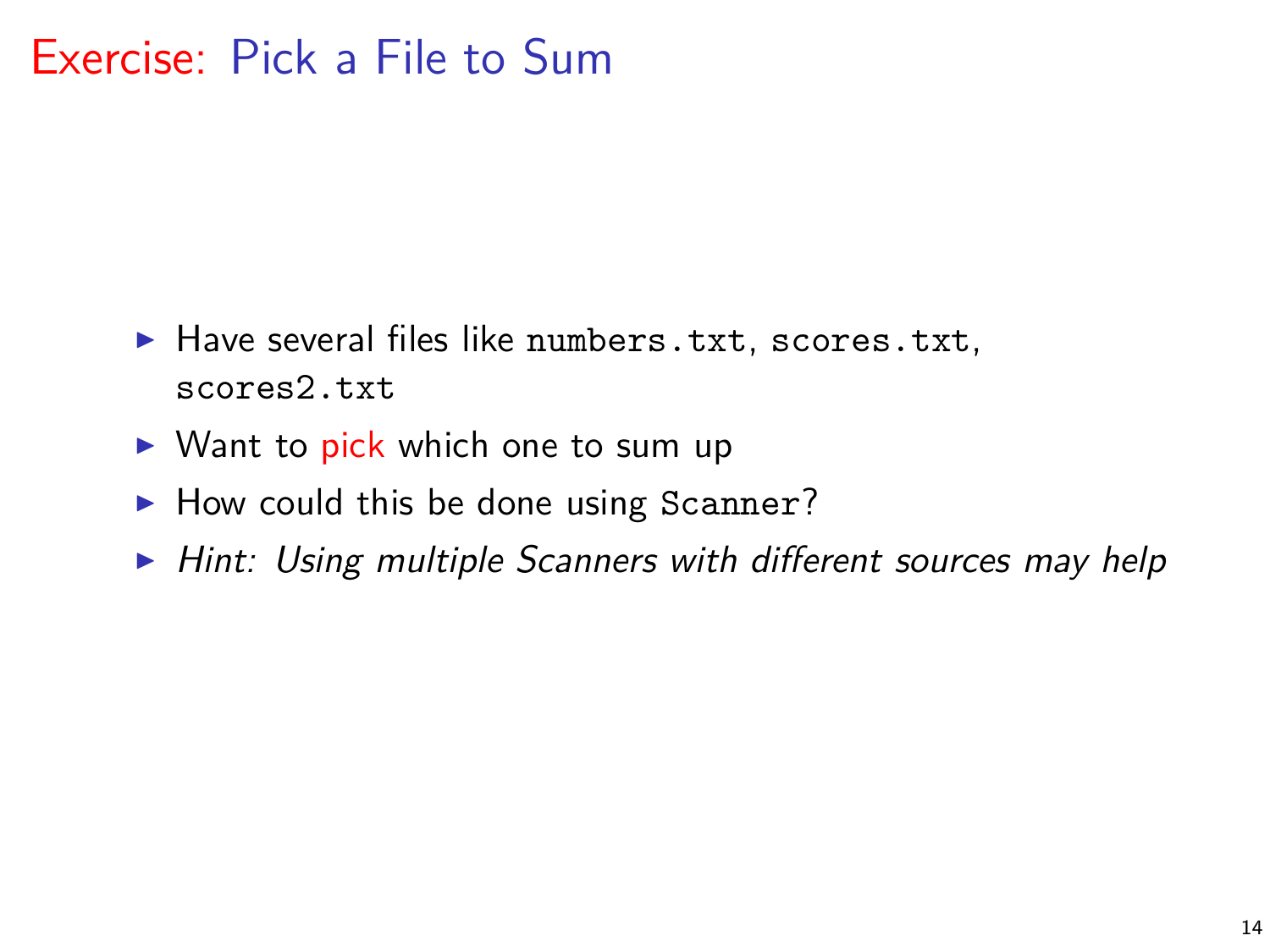# Exercise: Pick a File to Sum

- Have several files like `numbers.txt`, `scores.txt`, `scores2.txt`
- Want to pick which one to sum up
- How could this be done using `Scanner`?
- *Hint: Using multiple Scanners with different sources may help*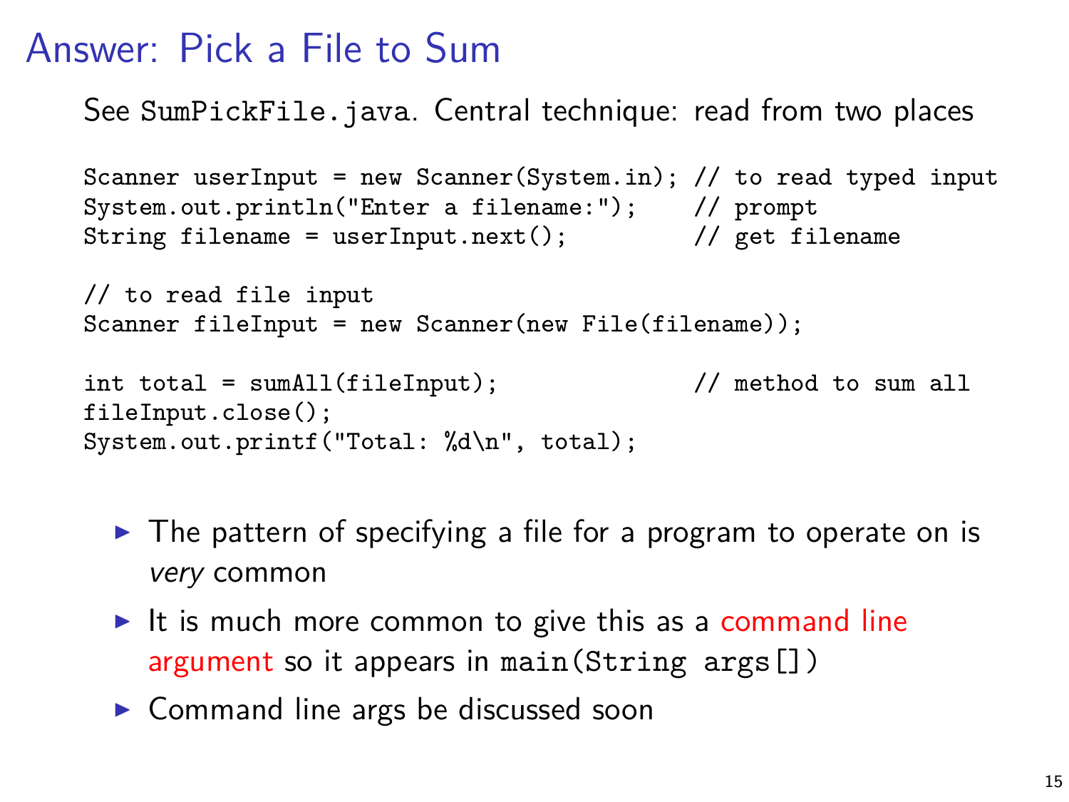# Answer: Pick a File to Sum

See `SumPickFile.java`. Central technique: read from two places

```
Scanner userInput = new Scanner(System.in); // to read typed input
System.out.println("Enter a filename:");    // prompt
String filename = userInput.next();         // get filename

// to read file input
Scanner fileInput = new Scanner(new File(filename));

int total = sumAll(fileInput);              // method to sum all
fileInput.close();
System.out.printf("Total: %d\n", total);
```

- The pattern of specifying a file for a program to operate on is *very* common
- It is much more common to give this as a command line argument so it appears in `main(String args[])`
- Command line args be discussed soon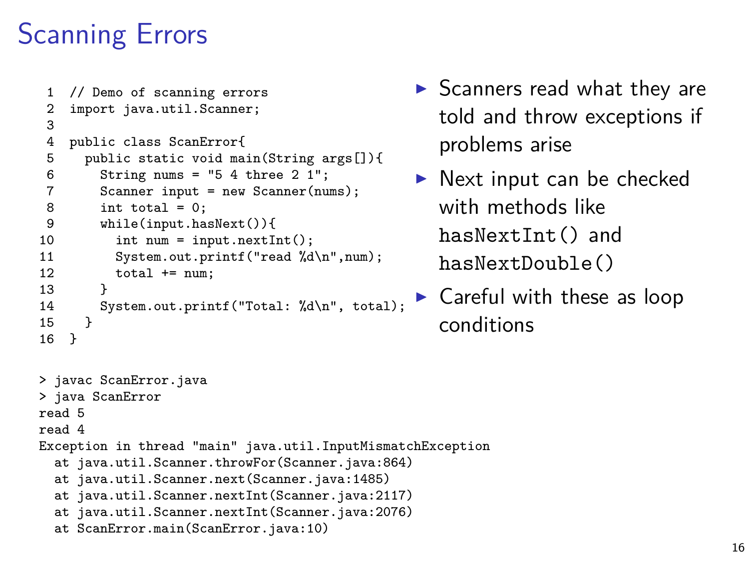# Scanning Errors

```
 1  // Demo of scanning errors
 2  import java.util.Scanner;
 3
 4  public class ScanError{
 5    public static void main(String args[]){
 6      String nums = "5 4 three 2 1";
 7      Scanner input = new Scanner(nums);
 8      int total = 0;
 9      while(input.hasNext()){
10        int num = input.nextInt();
11        System.out.printf("read %d\n",num);
12        total += num;
13      }
14      System.out.printf("Total: %d\n", total);
15    }
16  }
```

- Scanners read what they are told and throw exceptions if problems arise
- Next input can be checked with methods like `hasNextInt()` and `hasNextDouble()`
- Careful with these as loop conditions

```
> javac ScanError.java
> java ScanError
read 5
read 4
Exception in thread "main" java.util.InputMismatchException
  at java.util.Scanner.throwFor(Scanner.java:864)
  at java.util.Scanner.next(Scanner.java:1485)
  at java.util.Scanner.nextInt(Scanner.java:2117)
  at java.util.Scanner.nextInt(Scanner.java:2076)
  at ScanError.main(ScanError.java:10)
```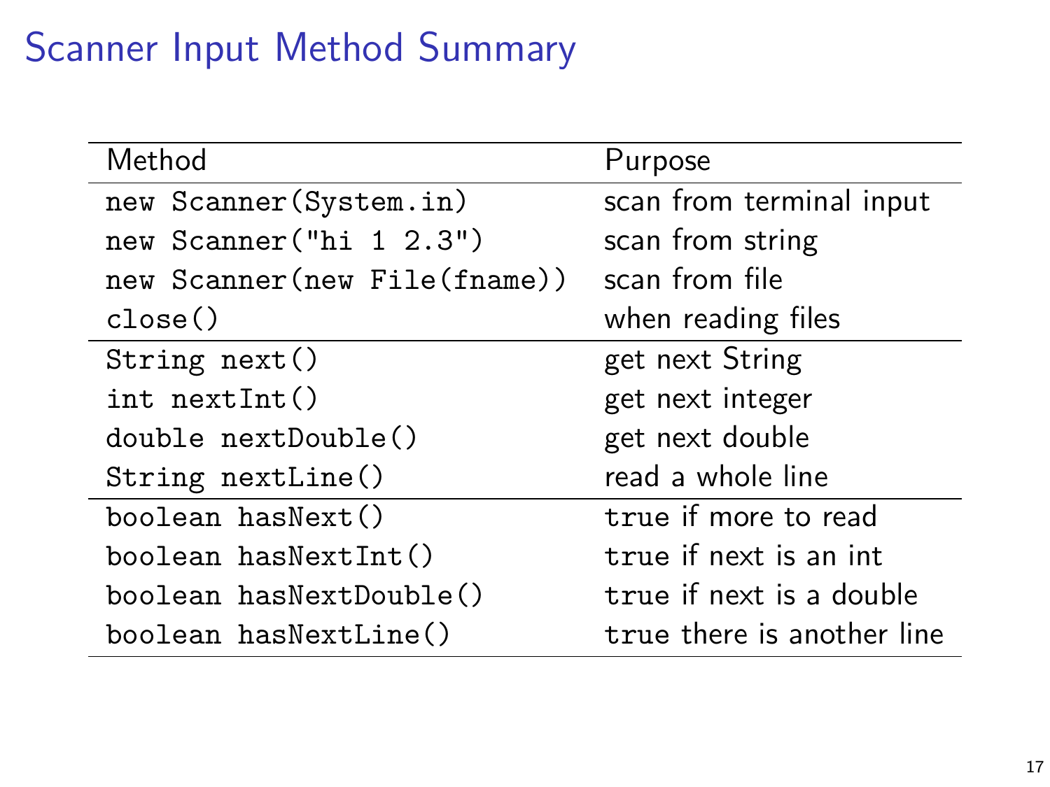# Scanner Input Method Summary

| Method | Purpose |
| --- | --- |
| `new Scanner(System.in)` | scan from terminal input |
| `new Scanner("hi 1 2.3")` | scan from string |
| `new Scanner(new File(fname))` | scan from file |
| `close()` | when reading files |
| `String next()` | get next String |
| `int nextInt()` | get next integer |
| `double nextDouble()` | get next double |
| `String nextLine()` | read a whole line |
| `boolean hasNext()` | true if more to read |
| `boolean hasNextInt()` | true if next is an int |
| `boolean hasNextDouble()` | true if next is a double |
| `boolean hasNextLine()` | true there is another line |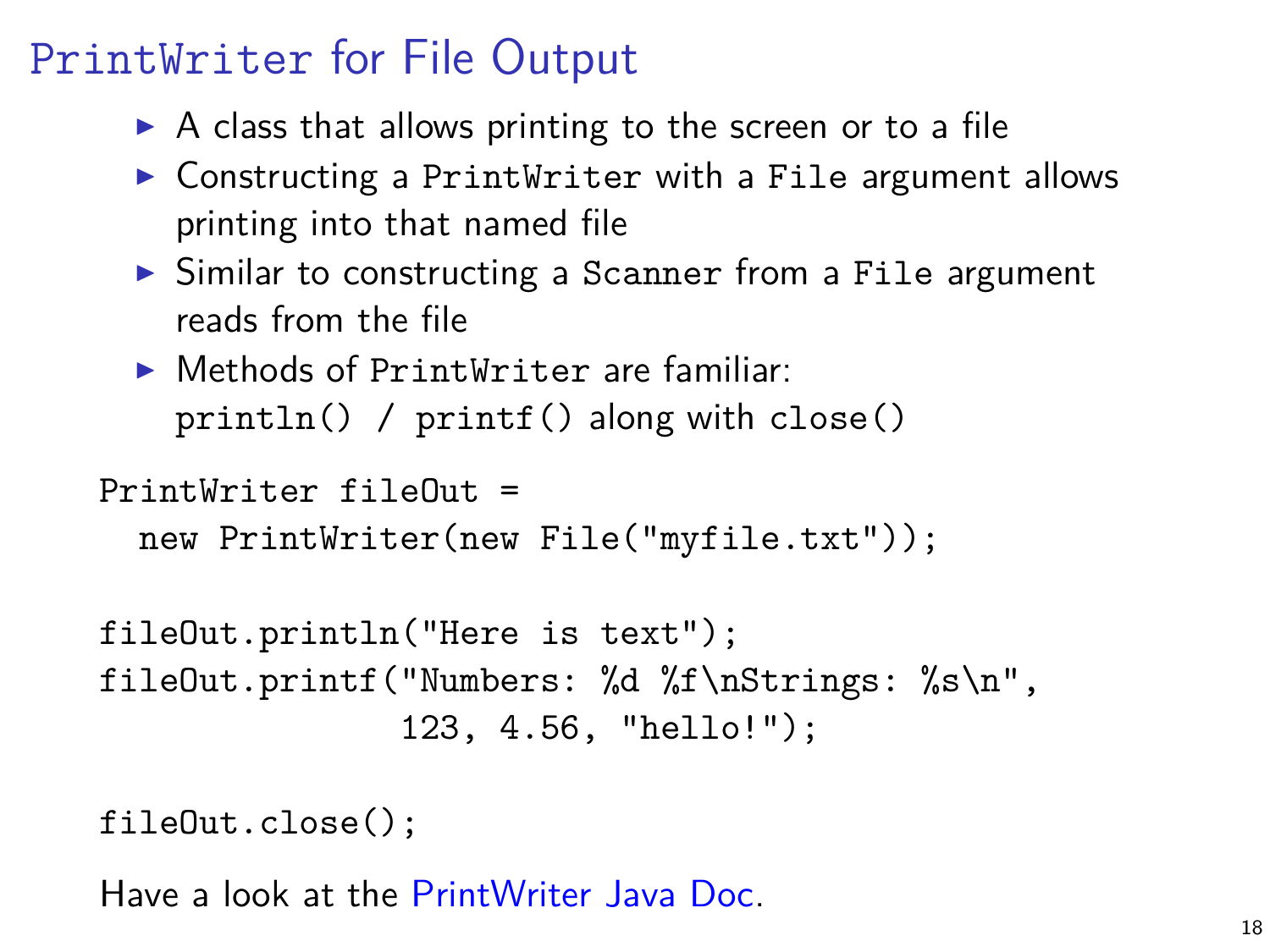# `PrintWriter` for File Output

- A class that allows printing to the screen or to a file
- Constructing a `PrintWriter` with a `File` argument allows printing into that named file
- Similar to constructing a `Scanner` from a `File` argument reads from the file
- Methods of `PrintWriter` are familiar: `println()` / `printf()` along with `close()`

```
PrintWriter fileOut =
  new PrintWriter(new File("myfile.txt"));

fileOut.println("Here is text");
fileOut.printf("Numbers: %d %f\nStrings: %s\n",
               123, 4.56, "hello!");

fileOut.close();
```

Have a look at the PrintWriter Java Doc.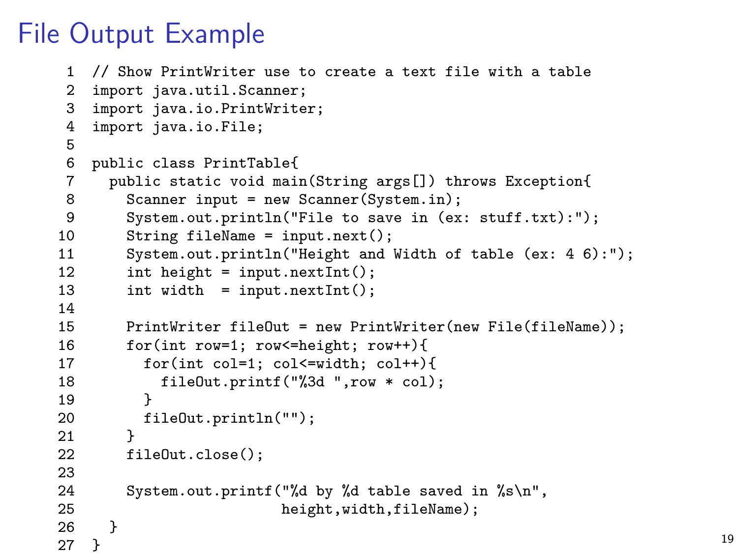# File Output Example

```java
// Show PrintWriter use to create a text file with a table
import java.util.Scanner;
import java.io.PrintWriter;
import java.io.File;

public class PrintTable{
  public static void main(String args[]) throws Exception{
    Scanner input = new Scanner(System.in);
    System.out.println("File to save in (ex: stuff.txt):");
    String fileName = input.next();
    System.out.println("Height and Width of table (ex: 4 6):");
    int height = input.nextInt();
    int width  = input.nextInt();

    PrintWriter fileOut = new PrintWriter(new File(fileName));
    for(int row=1; row<=height; row++){
      for(int col=1; col<=width; col++){
        fileOut.printf("%3d ",row * col);
      }
      fileOut.println("");
    }
    fileOut.close();

    System.out.printf("%d by %d table saved in %s\n",
                      height,width,fileName);
  }
}
```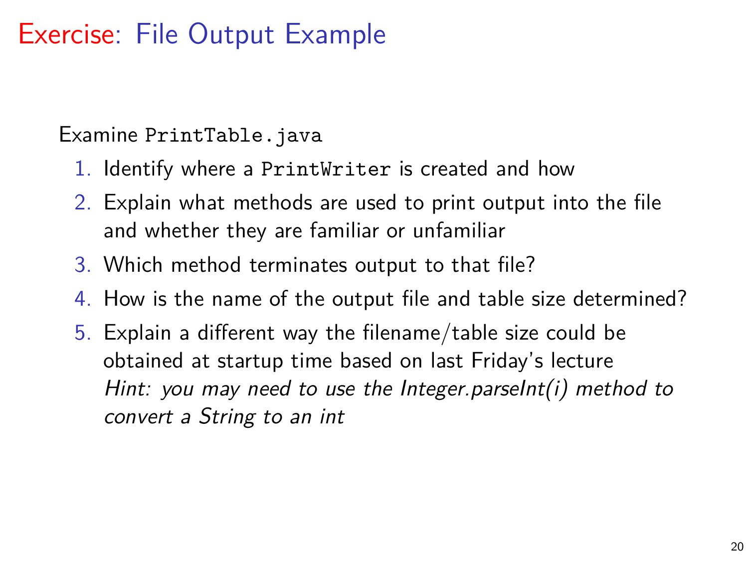# Exercise: File Output Example

Examine `PrintTable.java`

1. Identify where a `PrintWriter` is created and how
2. Explain what methods are used to print output into the file and whether they are familiar or unfamiliar
3. Which method terminates output to that file?
4. How is the name of the output file and table size determined?
5. Explain a different way the filename/table size could be obtained at startup time based on last Friday's lecture
   *Hint: you may need to use the Integer.parseInt(i) method to convert a String to an int*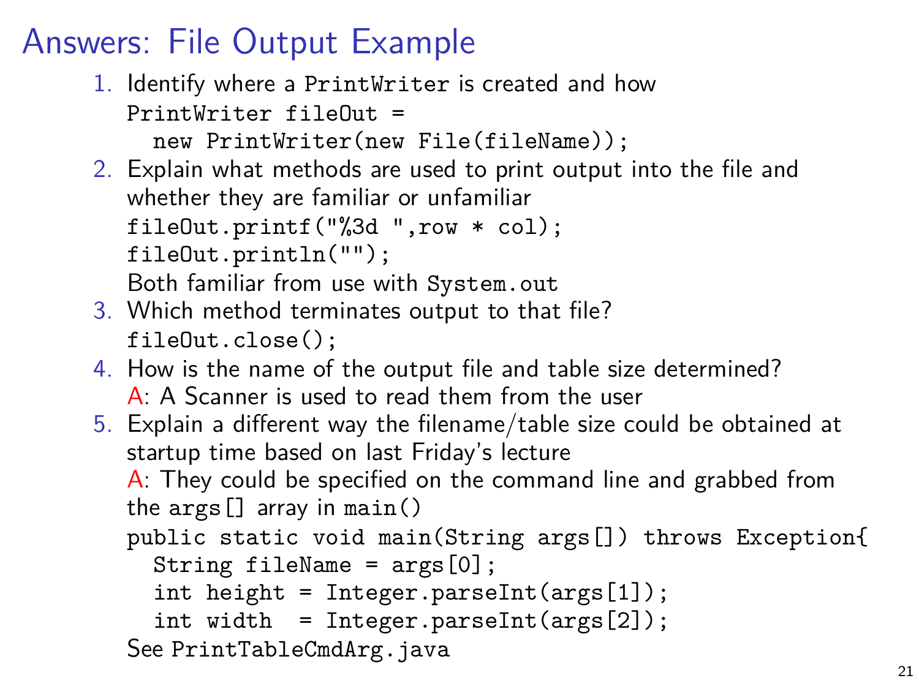# Answers: File Output Example

1. Identify where a `PrintWriter` is created and how
   ```
   PrintWriter fileOut =
     new PrintWriter(new File(fileName));
   ```
2. Explain what methods are used to print output into the file and whether they are familiar or unfamiliar
   ```
   fileOut.printf("%3d ",row * col);
   fileOut.println("");
   ```
   Both familiar from use with `System.out`
3. Which method terminates output to that file?
   ```
   fileOut.close();
   ```
4. How is the name of the output file and table size determined?
   A: A Scanner is used to read them from the user
5. Explain a different way the filename/table size could be obtained at startup time based on last Friday's lecture
   A: They could be specified on the command line and grabbed from the `args[]` array in `main()`
   ```
   public static void main(String args[]) throws Exception{
     String fileName = args[0];
     int height = Integer.parseInt(args[1]);
     int width  = Integer.parseInt(args[2]);
   ```
   See `PrintTableCmdArg.java`